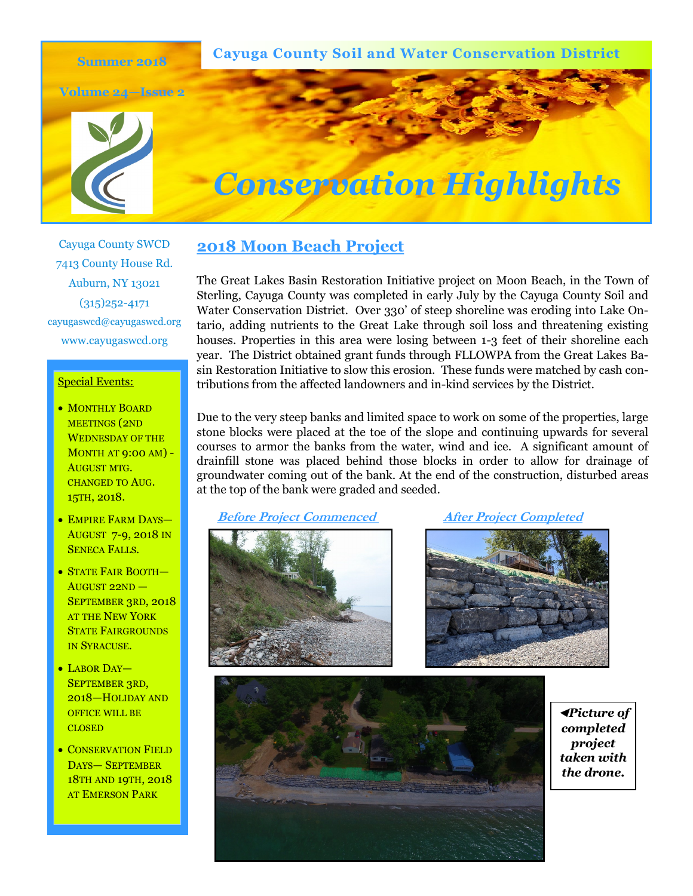Summer 2018

Volume 24—Issue 2

Cayuga County Soil and Water Conservation District

# Conservation Highlights

Cayuga County SWCD
7413 County House Rd.
Auburn, NY 13021
(315)252-4171
cayugaswcd@cayugaswcd.org
www.cayugaswcd.org

**Special Events:**

- Monthly Board meetings (2nd Wednesday of the Month at 9:00 AM) - August mtg. changed to Aug. 15th, 2018.
- Empire Farm Days—August 7-9, 2018 in Seneca Falls.
- State Fair Booth—August 22nd — September 3rd, 2018 at the New York State Fairgrounds in Syracuse.
- Labor Day—September 3rd, 2018—Holiday and office will be closed
- Conservation Field Days— September 18th and 19th, 2018 at Emerson Park

## 2018 Moon Beach Project

The Great Lakes Basin Restoration Initiative project on Moon Beach, in the Town of Sterling, Cayuga County was completed in early July by the Cayuga County Soil and Water Conservation District. Over 330' of steep shoreline was eroding into Lake Ontario, adding nutrients to the Great Lake through soil loss and threatening existing houses. Properties in this area were losing between 1-3 feet of their shoreline each year. The District obtained grant funds through FLLOWPA from the Great Lakes Basin Restoration Initiative to slow this erosion. These funds were matched by cash contributions from the affected landowners and in-kind services by the District.

Due to the very steep banks and limited space to work on some of the properties, large stone blocks were placed at the toe of the slope and continuing upwards for several courses to armor the banks from the water, wind and ice. A significant amount of drainfill stone was placed behind those blocks in order to allow for drainage of groundwater coming out of the bank. At the end of the construction, disturbed areas at the top of the bank were graded and seeded.

*Before Project Commenced*

*After Project Completed*

***◄Picture of completed project taken with the drone.***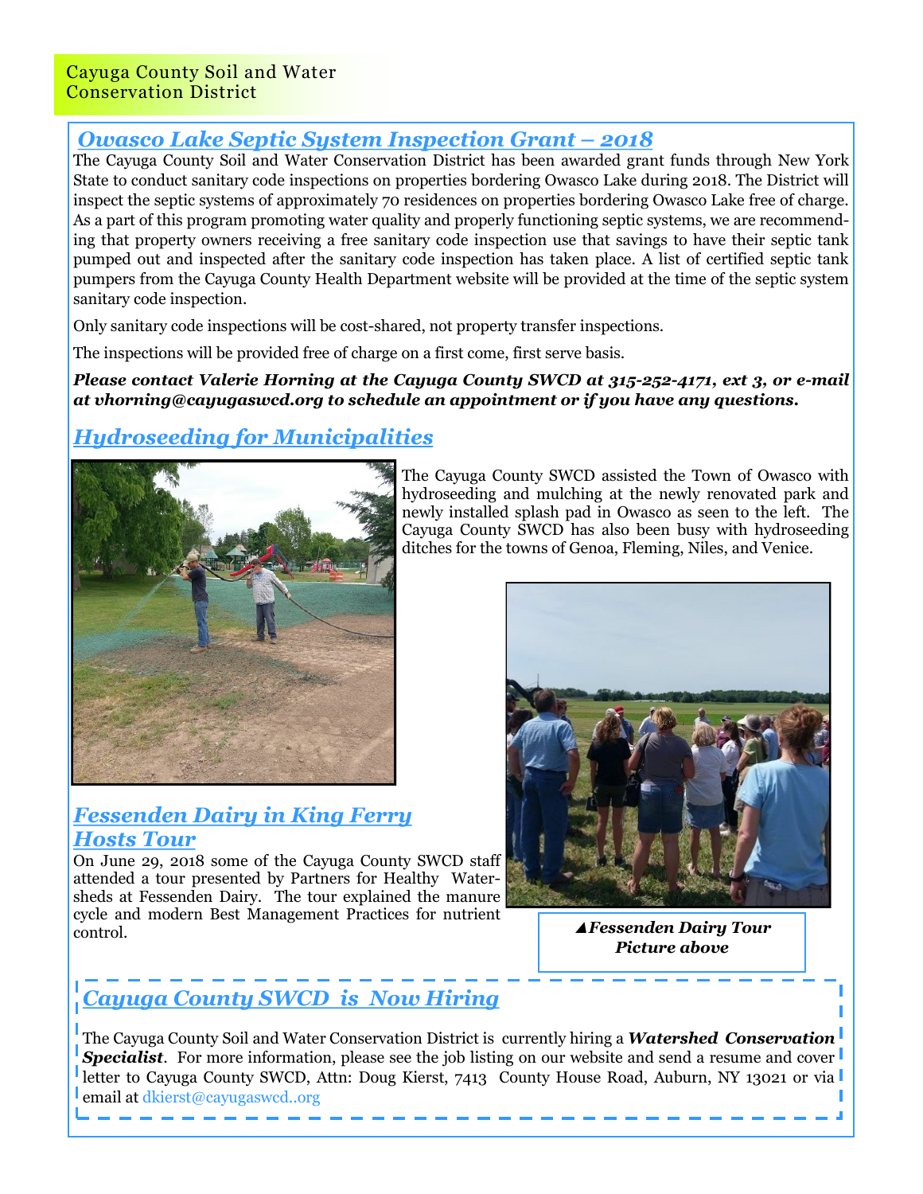Cayuga County Soil and Water Conservation District

## *Owasco Lake Septic System Inspection Grant – 2018*

The Cayuga County Soil and Water Conservation District has been awarded grant funds through New York State to conduct sanitary code inspections on properties bordering Owasco Lake during 2018. The District will inspect the septic systems of approximately 70 residences on properties bordering Owasco Lake free of charge. As a part of this program promoting water quality and properly functioning septic systems, we are recommending that property owners receiving a free sanitary code inspection use that savings to have their septic tank pumped out and inspected after the sanitary code inspection has taken place. A list of certified septic tank pumpers from the Cayuga County Health Department website will be provided at the time of the septic system sanitary code inspection.

Only sanitary code inspections will be cost-shared, not property transfer inspections.

The inspections will be provided free of charge on a first come, first serve basis.

***Please contact Valerie Horning at the Cayuga County SWCD at 315-252-4171, ext 3, or e-mail at vhorning@cayugaswcd.org to schedule an appointment or if you have any questions.***

## *Hydroseeding for Municipalities*

The Cayuga County SWCD assisted the Town of Owasco with hydroseeding and mulching at the newly renovated park and newly installed splash pad in Owasco as seen to the left. The Cayuga County SWCD has also been busy with hydroseeding ditches for the towns of Genoa, Fleming, Niles, and Venice.

## *Fessenden Dairy in King Ferry Hosts Tour*

On June 29, 2018 some of the Cayuga County SWCD staff attended a tour presented by Partners for Healthy Watersheds at Fessenden Dairy. The tour explained the manure cycle and modern Best Management Practices for nutrient control.

***▲Fessenden Dairy Tour Picture above***

## *Cayuga County SWCD is Now Hiring*

The Cayuga County Soil and Water Conservation District is currently hiring a ***Watershed Conservation Specialist***. For more information, please see the job listing on our website and send a resume and cover letter to Cayuga County SWCD, Attn: Doug Kierst, 7413 County House Road, Auburn, NY 13021 or via email at dkierst@cayugaswcd..org